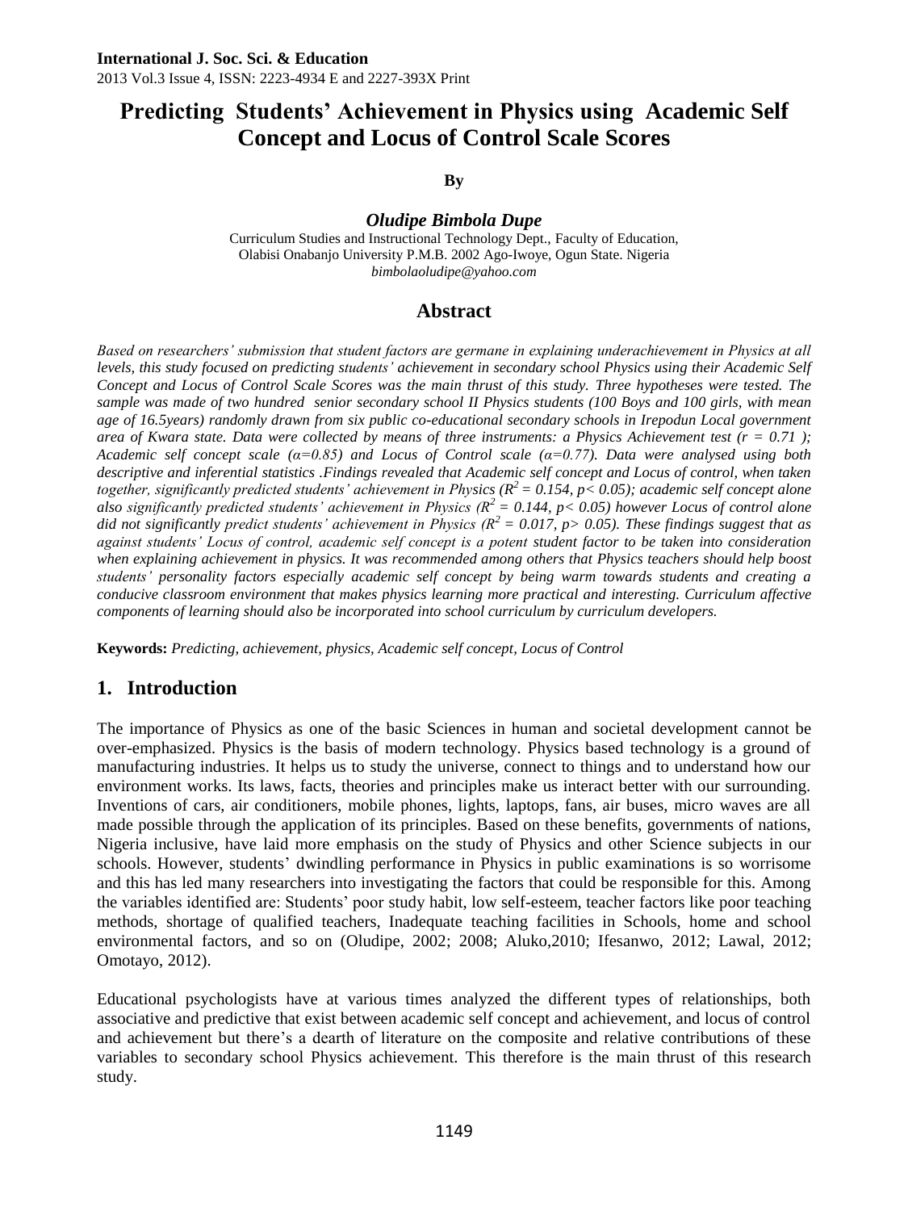# Predicting Students' Achievement in Physics using Academic Self Concept and Locus of Control Scale Scores

**By**

***Oludipe Bimbola Dupe***

Curriculum Studies and Instructional Technology Dept., Faculty of Education, Olabisi Onabanjo University P.M.B. 2002 Ago-Iwoye, Ogun State. Nigeria
*bimbolaoludipe@yahoo.com*

## Abstract

*Based on researchers' submission that student factors are germane in explaining underachievement in Physics at all levels, this study focused on predicting students' achievement in secondary school Physics using their Academic Self Concept and Locus of Control Scale Scores was the main thrust of this study. Three hypotheses were tested. The sample was made of two hundred senior secondary school II Physics students (100 Boys and 100 girls, with mean age of 16.5years) randomly drawn from six public co-educational secondary schools in Irepodun Local government area of Kwara state. Data were collected by means of three instruments: a Physics Achievement test ($r = 0.71$ ); Academic self concept scale ($\alpha=0.85$) and Locus of Control scale ($\alpha=0.77$). Data were analysed using both descriptive and inferential statistics .Findings revealed that Academic self concept and Locus of control, when taken together, significantly predicted students' achievement in Physics ($R^2 = 0.154$, $p< 0.05$); academic self concept alone also significantly predicted students' achievement in Physics ($R^2 = 0.144$, $p< 0.05$) however Locus of control alone did not significantly predict students' achievement in Physics ($R^2 = 0.017$, $p> 0.05$). These findings suggest that as against students' Locus of control, academic self concept is a potent student factor to be taken into consideration when explaining achievement in physics. It was recommended among others that Physics teachers should help boost students' personality factors especially academic self concept by being warm towards students and creating a conducive classroom environment that makes physics learning more practical and interesting. Curriculum affective components of learning should also be incorporated into school curriculum by curriculum developers.*

**Keywords:** *Predicting, achievement, physics, Academic self concept, Locus of Control*

## 1. Introduction

The importance of Physics as one of the basic Sciences in human and societal development cannot be over-emphasized. Physics is the basis of modern technology. Physics based technology is a ground of manufacturing industries. It helps us to study the universe, connect to things and to understand how our environment works. Its laws, facts, theories and principles make us interact better with our surrounding. Inventions of cars, air conditioners, mobile phones, lights, laptops, fans, air buses, micro waves are all made possible through the application of its principles. Based on these benefits, governments of nations, Nigeria inclusive, have laid more emphasis on the study of Physics and other Science subjects in our schools. However, students' dwindling performance in Physics in public examinations is so worrisome and this has led many researchers into investigating the factors that could be responsible for this. Among the variables identified are: Students' poor study habit, low self-esteem, teacher factors like poor teaching methods, shortage of qualified teachers, Inadequate teaching facilities in Schools, home and school environmental factors, and so on (Oludipe, 2002; 2008; Aluko,2010; Ifesanwo, 2012; Lawal, 2012; Omotayo, 2012).

Educational psychologists have at various times analyzed the different types of relationships, both associative and predictive that exist between academic self concept and achievement, and locus of control and achievement but there's a dearth of literature on the composite and relative contributions of these variables to secondary school Physics achievement. This therefore is the main thrust of this research study.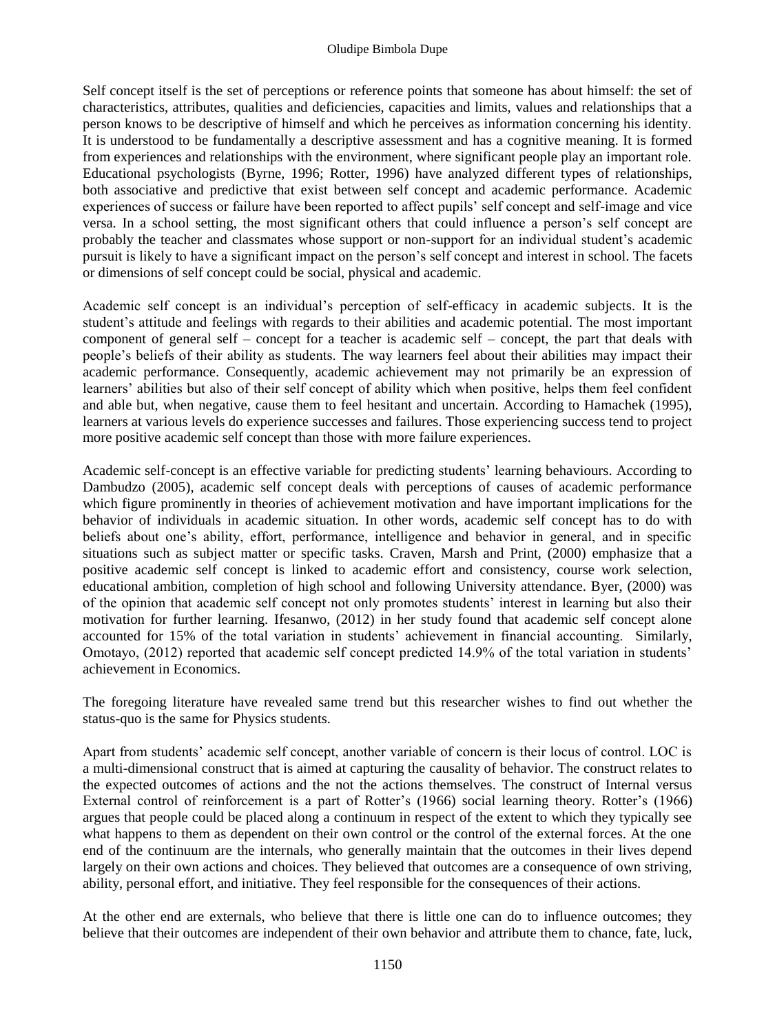Self concept itself is the set of perceptions or reference points that someone has about himself: the set of characteristics, attributes, qualities and deficiencies, capacities and limits, values and relationships that a person knows to be descriptive of himself and which he perceives as information concerning his identity. It is understood to be fundamentally a descriptive assessment and has a cognitive meaning. It is formed from experiences and relationships with the environment, where significant people play an important role. Educational psychologists (Byrne, 1996; Rotter, 1996) have analyzed different types of relationships, both associative and predictive that exist between self concept and academic performance. Academic experiences of success or failure have been reported to affect pupils' self concept and self-image and vice versa. In a school setting, the most significant others that could influence a person's self concept are probably the teacher and classmates whose support or non-support for an individual student's academic pursuit is likely to have a significant impact on the person's self concept and interest in school. The facets or dimensions of self concept could be social, physical and academic.

Academic self concept is an individual's perception of self-efficacy in academic subjects. It is the student's attitude and feelings with regards to their abilities and academic potential. The most important component of general self – concept for a teacher is academic self – concept, the part that deals with people's beliefs of their ability as students. The way learners feel about their abilities may impact their academic performance. Consequently, academic achievement may not primarily be an expression of learners' abilities but also of their self concept of ability which when positive, helps them feel confident and able but, when negative, cause them to feel hesitant and uncertain. According to Hamachek (1995), learners at various levels do experience successes and failures. Those experiencing success tend to project more positive academic self concept than those with more failure experiences.

Academic self-concept is an effective variable for predicting students' learning behaviours. According to Dambudzo (2005), academic self concept deals with perceptions of causes of academic performance which figure prominently in theories of achievement motivation and have important implications for the behavior of individuals in academic situation. In other words, academic self concept has to do with beliefs about one's ability, effort, performance, intelligence and behavior in general, and in specific situations such as subject matter or specific tasks. Craven, Marsh and Print, (2000) emphasize that a positive academic self concept is linked to academic effort and consistency, course work selection, educational ambition, completion of high school and following University attendance. Byer, (2000) was of the opinion that academic self concept not only promotes students' interest in learning but also their motivation for further learning. Ifesanwo, (2012) in her study found that academic self concept alone accounted for 15% of the total variation in students' achievement in financial accounting. Similarly, Omotayo, (2012) reported that academic self concept predicted 14.9% of the total variation in students' achievement in Economics.

The foregoing literature have revealed same trend but this researcher wishes to find out whether the status-quo is the same for Physics students.

Apart from students' academic self concept, another variable of concern is their locus of control. LOC is a multi-dimensional construct that is aimed at capturing the causality of behavior. The construct relates to the expected outcomes of actions and the not the actions themselves. The construct of Internal versus External control of reinforcement is a part of Rotter's (1966) social learning theory. Rotter's (1966) argues that people could be placed along a continuum in respect of the extent to which they typically see what happens to them as dependent on their own control or the control of the external forces. At the one end of the continuum are the internals, who generally maintain that the outcomes in their lives depend largely on their own actions and choices. They believed that outcomes are a consequence of own striving, ability, personal effort, and initiative. They feel responsible for the consequences of their actions.

At the other end are externals, who believe that there is little one can do to influence outcomes; they believe that their outcomes are independent of their own behavior and attribute them to chance, fate, luck,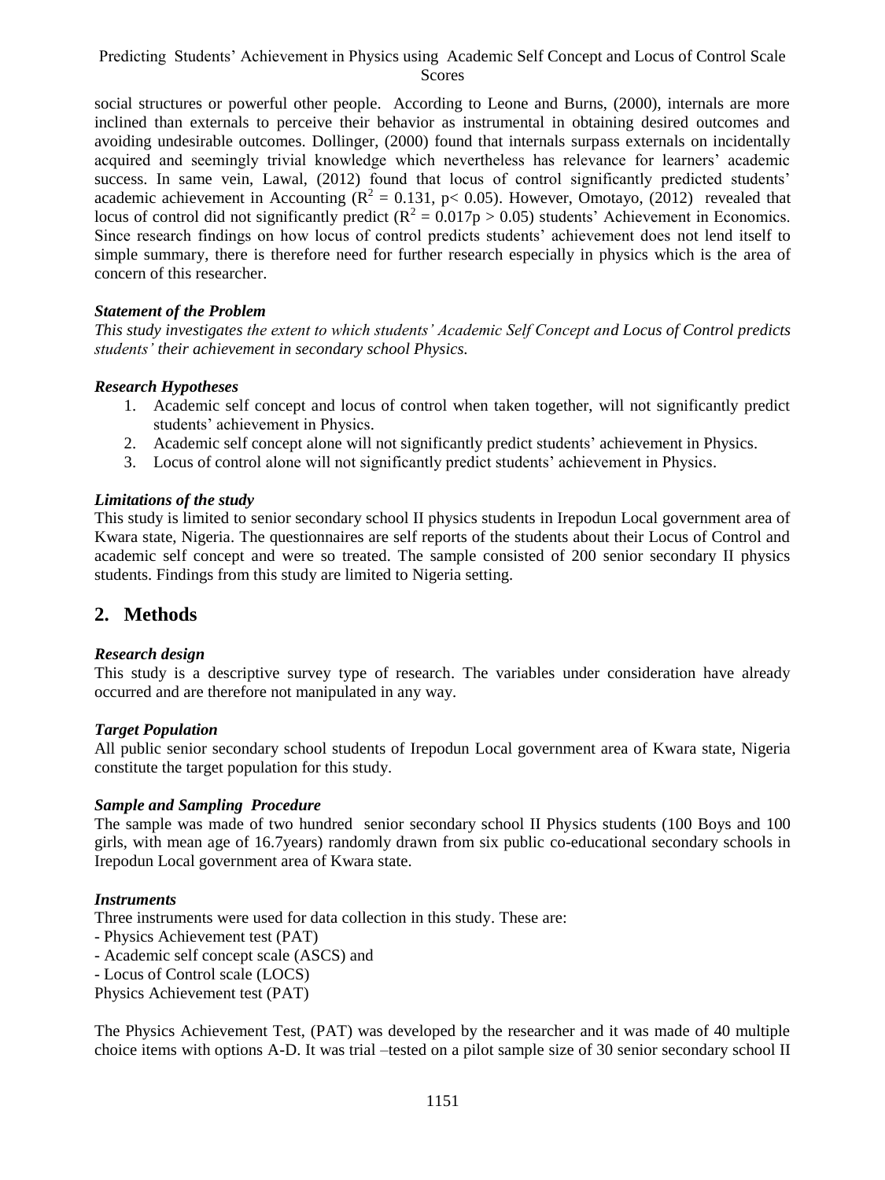social structures or powerful other people. According to Leone and Burns, (2000), internals are more inclined than externals to perceive their behavior as instrumental in obtaining desired outcomes and avoiding undesirable outcomes. Dollinger, (2000) found that internals surpass externals on incidentally acquired and seemingly trivial knowledge which nevertheless has relevance for learners' academic success. In same vein, Lawal, (2012) found that locus of control significantly predicted students' academic achievement in Accounting ($R^2 = 0.131$, $p < 0.05$). However, Omotayo, (2012) revealed that locus of control did not significantly predict ($R^2 = 0.017p > 0.05$) students' Achievement in Economics. Since research findings on how locus of control predicts students' achievement does not lend itself to simple summary, there is therefore need for further research especially in physics which is the area of concern of this researcher.

### *Statement of the Problem*

*This study investigates the extent to which students' Academic Self Concept and Locus of Control predicts students' their achievement in secondary school Physics.*

### *Research Hypotheses*

1. Academic self concept and locus of control when taken together, will not significantly predict students' achievement in Physics.
2. Academic self concept alone will not significantly predict students' achievement in Physics.
3. Locus of control alone will not significantly predict students' achievement in Physics.

### *Limitations of the study*

This study is limited to senior secondary school II physics students in Irepodun Local government area of Kwara state, Nigeria. The questionnaires are self reports of the students about their Locus of Control and academic self concept and were so treated. The sample consisted of 200 senior secondary II physics students. Findings from this study are limited to Nigeria setting.

## 2. Methods

### *Research design*

This study is a descriptive survey type of research. The variables under consideration have already occurred and are therefore not manipulated in any way.

### *Target Population*

All public senior secondary school students of Irepodun Local government area of Kwara state, Nigeria constitute the target population for this study.

### *Sample and Sampling Procedure*

The sample was made of two hundred senior secondary school II Physics students (100 Boys and 100 girls, with mean age of 16.7years) randomly drawn from six public co-educational secondary schools in Irepodun Local government area of Kwara state.

### *Instruments*

Three instruments were used for data collection in this study. These are:

- Physics Achievement test (PAT)
- Academic self concept scale (ASCS) and
- Locus of Control scale (LOCS)

Physics Achievement test (PAT)

The Physics Achievement Test, (PAT) was developed by the researcher and it was made of 40 multiple choice items with options A-D. It was trial –tested on a pilot sample size of 30 senior secondary school II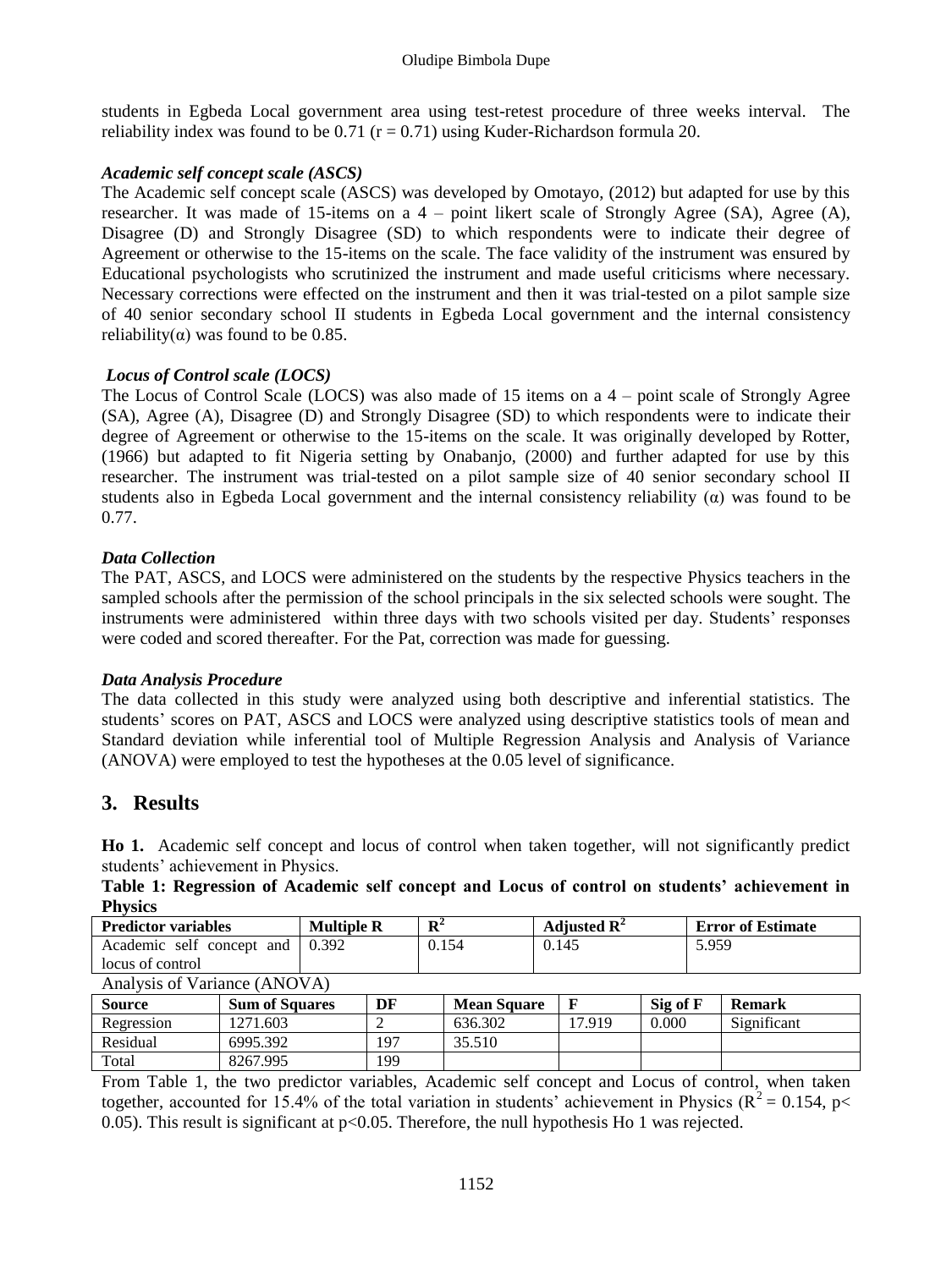students in Egbeda Local government area using test-retest procedure of three weeks interval. The reliability index was found to be 0.71 (r = 0.71) using Kuder-Richardson formula 20.

### *Academic self concept scale (ASCS)*

The Academic self concept scale (ASCS) was developed by Omotayo, (2012) but adapted for use by this researcher. It was made of 15-items on a 4 – point likert scale of Strongly Agree (SA), Agree (A), Disagree (D) and Strongly Disagree (SD) to which respondents were to indicate their degree of Agreement or otherwise to the 15-items on the scale. The face validity of the instrument was ensured by Educational psychologists who scrutinized the instrument and made useful criticisms where necessary. Necessary corrections were effected on the instrument and then it was trial-tested on a pilot sample size of 40 senior secondary school II students in Egbeda Local government and the internal consistency reliability($\alpha$) was found to be 0.85.

### *Locus of Control scale (LOCS)*

The Locus of Control Scale (LOCS) was also made of 15 items on a 4 – point scale of Strongly Agree (SA), Agree (A), Disagree (D) and Strongly Disagree (SD) to which respondents were to indicate their degree of Agreement or otherwise to the 15-items on the scale. It was originally developed by Rotter, (1966) but adapted to fit Nigeria setting by Onabanjo, (2000) and further adapted for use by this researcher. The instrument was trial-tested on a pilot sample size of 40 senior secondary school II students also in Egbeda Local government and the internal consistency reliability ($\alpha$) was found to be 0.77.

### *Data Collection*

The PAT, ASCS, and LOCS were administered on the students by the respective Physics teachers in the sampled schools after the permission of the school principals in the six selected schools were sought. The instruments were administered within three days with two schools visited per day. Students' responses were coded and scored thereafter. For the Pat, correction was made for guessing.

### *Data Analysis Procedure*

The data collected in this study were analyzed using both descriptive and inferential statistics. The students' scores on PAT, ASCS and LOCS were analyzed using descriptive statistics tools of mean and Standard deviation while inferential tool of Multiple Regression Analysis and Analysis of Variance (ANOVA) were employed to test the hypotheses at the 0.05 level of significance.

## 3. Results

**Ho 1.** Academic self concept and locus of control when taken together, will not significantly predict students' achievement in Physics.

**Table 1: Regression of Academic self concept and Locus of control on students' achievement in Physics**

| Predictor variables | Multiple R | $R^2$ | Adjusted $R^2$ | Error of Estimate |
|---|---|---|---|---|
| Academic self concept and locus of control | 0.392 | 0.154 | 0.145 | 5.959 |

Analysis of Variance (ANOVA)

| Source | Sum of Squares | DF | Mean Square | F | Sig of F | Remark |
|---|---|---|---|---|---|---|
| Regression | 1271.603 | 2 | 636.302 | 17.919 | 0.000 | Significant |
| Residual | 6995.392 | 197 | 35.510 | | | |
| Total | 8267.995 | 199 | | | | |

From Table 1, the two predictor variables, Academic self concept and Locus of control, when taken together, accounted for 15.4% of the total variation in students' achievement in Physics ($R^2 = 0.154$, $p< 0.05$). This result is significant at $p<0.05$. Therefore, the null hypothesis Ho 1 was rejected.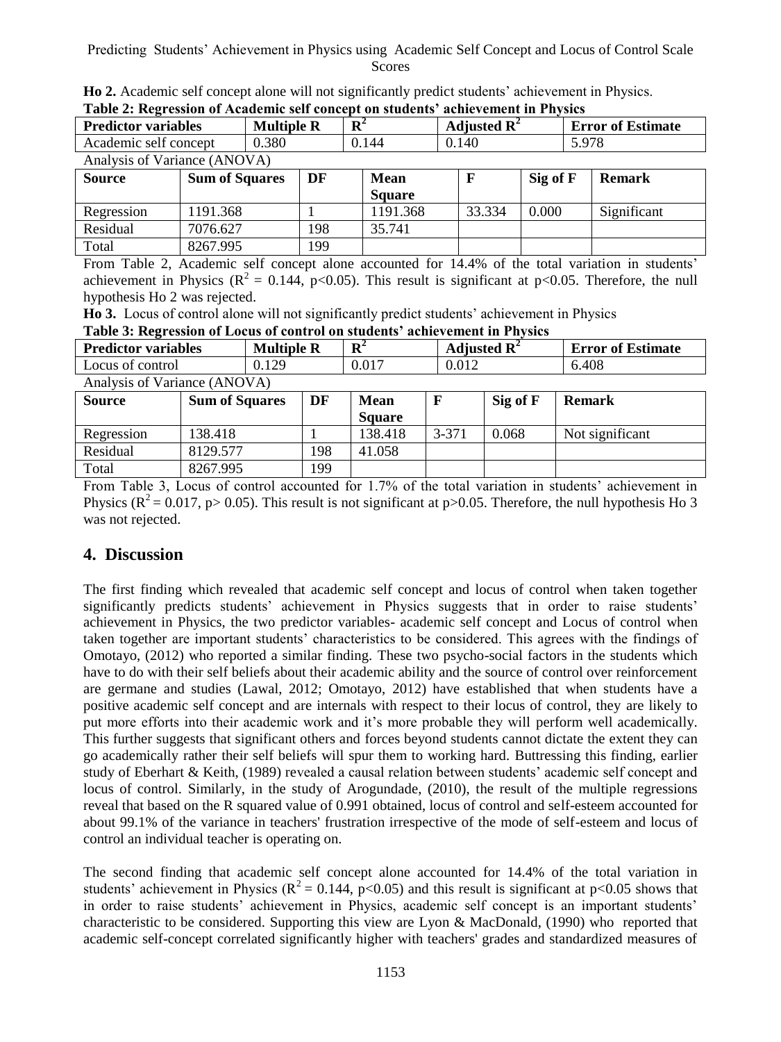**Ho 2.** Academic self concept alone will not significantly predict students' achievement in Physics.

**Table 2: Regression of Academic self concept on students' achievement in Physics**

| Predictor variables | Multiple R | $R^2$ | Adjusted $R^2$ | Error of Estimate |
|---|---|---|---|---|
| Academic self concept | 0.380 | 0.144 | 0.140 | 5.978 |

Analysis of Variance (ANOVA)

| Source | Sum of Squares | DF | Mean Square | F | Sig of F | Remark |
|---|---|---|---|---|---|---|
| Regression | 1191.368 | 1 | 1191.368 | 33.334 | 0.000 | Significant |
| Residual | 7076.627 | 198 | 35.741 | | | |
| Total | 8267.995 | 199 | | | | |

From Table 2, Academic self concept alone accounted for 14.4% of the total variation in students' achievement in Physics ($R^2 = 0.144$, $p<0.05$). This result is significant at $p<0.05$. Therefore, the null hypothesis Ho 2 was rejected.

**Ho 3.** Locus of control alone will not significantly predict students' achievement in Physics

**Table 3: Regression of Locus of control on students' achievement in Physics**

| Predictor variables | Multiple R | $R^2$ | Adjusted $R^2$ | Error of Estimate |
|---|---|---|---|---|
| Locus of control | 0.129 | 0.017 | 0.012 | 6.408 |

Analysis of Variance (ANOVA)

| Source | Sum of Squares | DF | Mean Square | F | Sig of F | Remark |
|---|---|---|---|---|---|---|
| Regression | 138.418 | 1 | 138.418 | 3-371 | 0.068 | Not significant |
| Residual | 8129.577 | 198 | 41.058 | | | |
| Total | 8267.995 | 199 | | | | |

From Table 3, Locus of control accounted for 1.7% of the total variation in students' achievement in Physics ($R^2 = 0.017$, $p> 0.05$). This result is not significant at $p>0.05$. Therefore, the null hypothesis Ho 3 was not rejected.

## 4. Discussion

The first finding which revealed that academic self concept and locus of control when taken together significantly predicts students' achievement in Physics suggests that in order to raise students' achievement in Physics, the two predictor variables- academic self concept and Locus of control when taken together are important students' characteristics to be considered. This agrees with the findings of Omotayo, (2012) who reported a similar finding. These two psycho-social factors in the students which have to do with their self beliefs about their academic ability and the source of control over reinforcement are germane and studies (Lawal, 2012; Omotayo, 2012) have established that when students have a positive academic self concept and are internals with respect to their locus of control, they are likely to put more efforts into their academic work and it's more probable they will perform well academically. This further suggests that significant others and forces beyond students cannot dictate the extent they can go academically rather their self beliefs will spur them to working hard. Buttressing this finding, earlier study of Eberhart & Keith, (1989) revealed a causal relation between students' academic self concept and locus of control. Similarly, in the study of Arogundade, (2010), the result of the multiple regressions reveal that based on the R squared value of 0.991 obtained, locus of control and self-esteem accounted for about 99.1% of the variance in teachers' frustration irrespective of the mode of self-esteem and locus of control an individual teacher is operating on.

The second finding that academic self concept alone accounted for 14.4% of the total variation in students' achievement in Physics ($R^2 = 0.144$, $p<0.05$) and this result is significant at $p<0.05$ shows that in order to raise students' achievement in Physics, academic self concept is an important students' characteristic to be considered. Supporting this view are Lyon & MacDonald, (1990) who reported that academic self-concept correlated significantly higher with teachers' grades and standardized measures of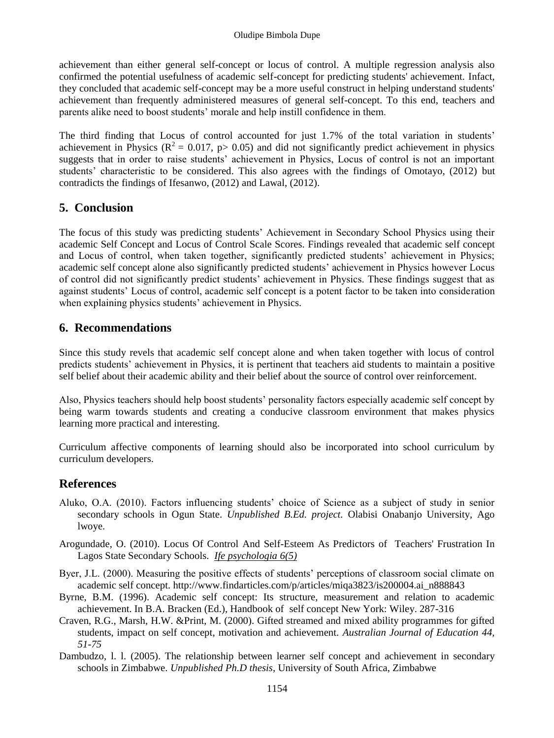achievement than either general self-concept or locus of control. A multiple regression analysis also confirmed the potential usefulness of academic self-concept for predicting students' achievement. Infact, they concluded that academic self-concept may be a more useful construct in helping understand students' achievement than frequently administered measures of general self-concept. To this end, teachers and parents alike need to boost students' morale and help instill confidence in them.

The third finding that Locus of control accounted for just 1.7% of the total variation in students' achievement in Physics ($R^2 = 0.017$, $p > 0.05$) and did not significantly predict achievement in physics suggests that in order to raise students' achievement in Physics, Locus of control is not an important students' characteristic to be considered. This also agrees with the findings of Omotayo, (2012) but contradicts the findings of Ifesanwo, (2012) and Lawal, (2012).

## 5. Conclusion

The focus of this study was predicting students' Achievement in Secondary School Physics using their academic Self Concept and Locus of Control Scale Scores. Findings revealed that academic self concept and Locus of control, when taken together, significantly predicted students' achievement in Physics; academic self concept alone also significantly predicted students' achievement in Physics however Locus of control did not significantly predict students' achievement in Physics. These findings suggest that as against students' Locus of control, academic self concept is a potent factor to be taken into consideration when explaining physics students' achievement in Physics.

## 6. Recommendations

Since this study revels that academic self concept alone and when taken together with locus of control predicts students' achievement in Physics, it is pertinent that teachers aid students to maintain a positive self belief about their academic ability and their belief about the source of control over reinforcement.

Also, Physics teachers should help boost students' personality factors especially academic self concept by being warm towards students and creating a conducive classroom environment that makes physics learning more practical and interesting.

Curriculum affective components of learning should also be incorporated into school curriculum by curriculum developers.

## References

Aluko, O.A. (2010). Factors influencing students' choice of Science as a subject of study in senior secondary schools in Ogun State. *Unpublished B.Ed. project.* Olabisi Onabanjo University, Ago lwoye.

Arogundade, O. (2010). Locus Of Control And Self-Esteem As Predictors of Teachers' Frustration In Lagos State Secondary Schools. *Ife psychologia 6(5)*

Byer, J.L. (2000). Measuring the positive effects of students' perceptions of classroom social climate on academic self concept. http://www.findarticles.com/p/articles/miqa3823/is200004.ai_n888843

Byrne, B.M. (1996). Academic self concept: Its structure, measurement and relation to academic achievement. In B.A. Bracken (Ed.), Handbook of self concept New York: Wiley. 287-316

Craven, R.G., Marsh, H.W. &Print, M. (2000). Gifted streamed and mixed ability programmes for gifted students, impact on self concept, motivation and achievement. *Australian Journal of Education 44, 51-75*

Dambudzo, l. l. (2005). The relationship between learner self concept and achievement in secondary schools in Zimbabwe. *Unpublished Ph.D thesis*, University of South Africa, Zimbabwe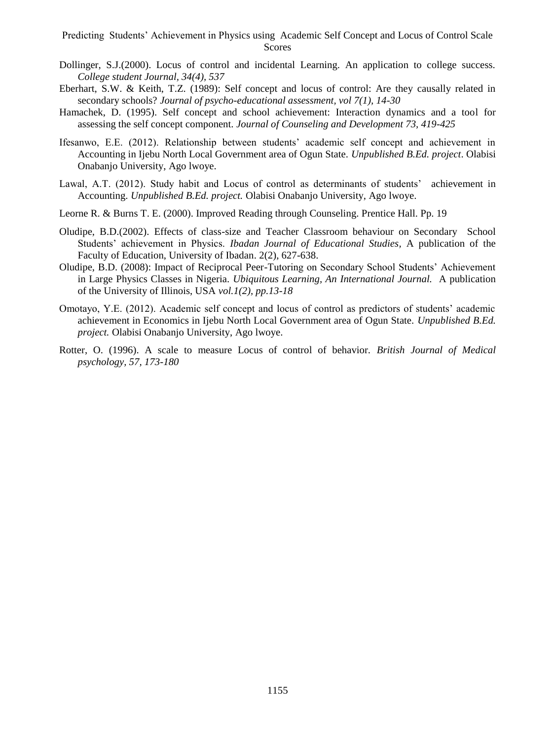Dollinger, S.J.(2000). Locus of control and incidental Learning. An application to college success. *College student Journal, 34(4), 537*

Eberhart, S.W. & Keith, T.Z. (1989): Self concept and locus of control: Are they causally related in secondary schools? *Journal of psycho-educational assessment, vol 7(1), 14-30*

Hamachek, D. (1995). Self concept and school achievement: Interaction dynamics and a tool for assessing the self concept component. *Journal of Counseling and Development 73, 419-425*

Ifesanwo, E.E. (2012). Relationship between students' academic self concept and achievement in Accounting in Ijebu North Local Government area of Ogun State. *Unpublished B.Ed. project*. Olabisi Onabanjo University, Ago lwoye.

Lawal, A.T. (2012). Study habit and Locus of control as determinants of students' achievement in Accounting. *Unpublished B.Ed. project.* Olabisi Onabanjo University, Ago lwoye.

Leorne R. & Burns T. E. (2000). Improved Reading through Counseling. Prentice Hall. Pp. 19

Oludipe, B.D.(2002). Effects of class-size and Teacher Classroom behaviour on Secondary School Students' achievement in Physics. *Ibadan Journal of Educational Studies*, A publication of the Faculty of Education, University of Ibadan. 2(2), 627-638.

Oludipe, B.D. (2008): Impact of Reciprocal Peer-Tutoring on Secondary School Students' Achievement in Large Physics Classes in Nigeria. *Ubiquitous Learning, An International Journal.* A publication of the University of Illinois, USA *vol.1(2), pp.13-18*

Omotayo, Y.E. (2012). Academic self concept and locus of control as predictors of students' academic achievement in Economics in Ijebu North Local Government area of Ogun State. *Unpublished B.Ed. project.* Olabisi Onabanjo University, Ago lwoye.

Rotter, O. (1996). A scale to measure Locus of control of behavior. *British Journal of Medical psychology, 57, 173-180*